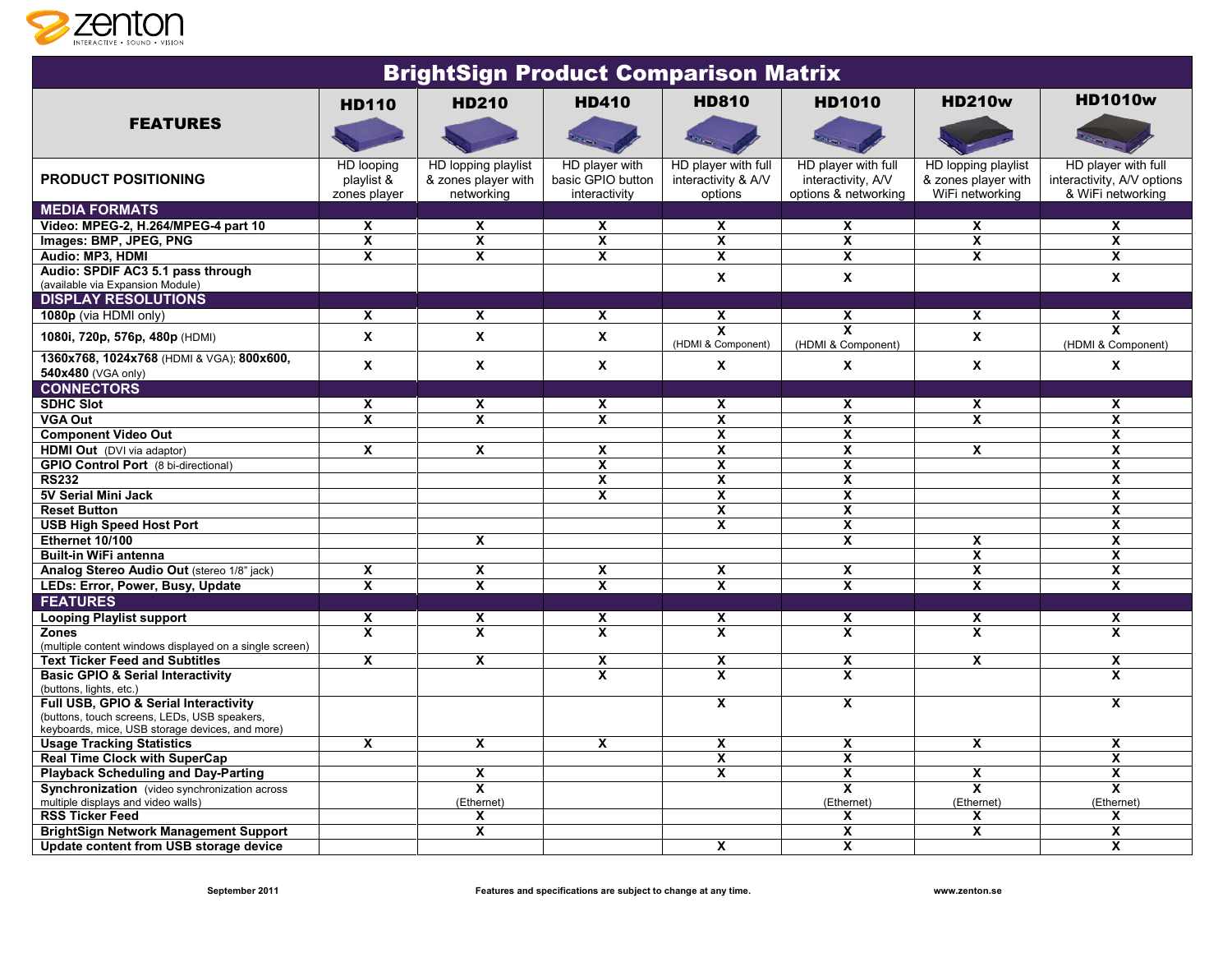# BrightSign Product Comparison Matrix

| FEATURES | HD110 | HD210 | HD410 | HD810 | HD1010 | HD210w | HD1010w |
|---|---|---|---|---|---|---|---|
| **PRODUCT POSITIONING** | HD looping playlist & zones player | HD lopping playlist & zones player with networking | HD player with basic GPIO button interactivity | HD player with full interactivity & A/V options | HD player with full interactivity, A/V options & networking | HD lopping playlist & zones player with WiFi networking | HD player with full interactivity, A/V options & WiFi networking |
| **MEDIA FORMATS** | | | | | | | |
| **Video: MPEG-2, H.264/MPEG-4 part 10** | X | X | X | X | X | X | X |
| **Images: BMP, JPEG, PNG** | X | X | X | X | X | X | X |
| **Audio: MP3, HDMI** | X | X | X | X | X | X | X |
| **Audio: SPDIF AC3 5.1 pass through** (available via Expansion Module) | | | | X | X | | X |
| **DISPLAY RESOLUTIONS** | | | | | | | |
| **1080p** (via HDMI only) | X | X | X | X | X | X | X |
| **1080i, 720p, 576p, 480p** (HDMI) | X | X | X | X (HDMI & Component) | X (HDMI & Component) | X | X (HDMI & Component) |
| **1360x768, 1024x768** (HDMI & VGA); **800x600, 540x480** (VGA only) | X | X | X | X | X | X | X |
| **CONNECTORS** | | | | | | | |
| **SDHC Slot** | X | X | X | X | X | X | X |
| **VGA Out** | X | X | X | X | X | X | X |
| **Component Video Out** | | | | X | X | | X |
| **HDMI Out** (DVI via adaptor) | X | X | X | X | X | X | X |
| **GPIO Control Port** (8 bi-directional) | | | X | X | X | | X |
| **RS232** | | | X | X | X | | X |
| **5V Serial Mini Jack** | | | X | X | X | | X |
| **Reset Button** | | | | X | X | | X |
| **USB High Speed Host Port** | | | | X | X | | X |
| **Ethernet 10/100** | | X | | | X | X | X |
| **Built-in WiFi antenna** | | | | | | X | X |
| **Analog Stereo Audio Out** (stereo 1/8" jack) | X | X | X | X | X | X | X |
| **LEDs: Error, Power, Busy, Update** | X | X | X | X | X | X | X |
| **FEATURES** | | | | | | | |
| **Looping Playlist support** | X | X | X | X | X | X | X |
| **Zones** (multiple content windows displayed on a single screen) | X | X | X | X | X | X | X |
| **Text Ticker Feed and Subtitles** | X | X | X | X | X | X | X |
| **Basic GPIO & Serial Interactivity** (buttons, lights, etc.) | | | X | X | X | | X |
| **Full USB, GPIO & Serial Interactivity** (buttons, touch screens, LEDs, USB speakers, keyboards, mice, USB storage devices, and more) | | | | X | X | | X |
| **Usage Tracking Statistics** | X | X | X | X | X | X | X |
| **Real Time Clock with SuperCap** | | | | X | X | | X |
| **Playback Scheduling and Day-Parting** | | X | | X | X | X | X |
| **Synchronization** (video synchronization across multiple displays and video walls) | | X (Ethernet) | | | X (Ethernet) | X (Ethernet) | X (Ethernet) |
| **RSS Ticker Feed** | | X | | | X | X | X |
| **BrightSign Network Management Support** | | X | | | X | X | X |
| **Update content from USB storage device** | | | | X | X | | X |

September 2011 — Features and specifications are subject to change at any time. — www.zenton.se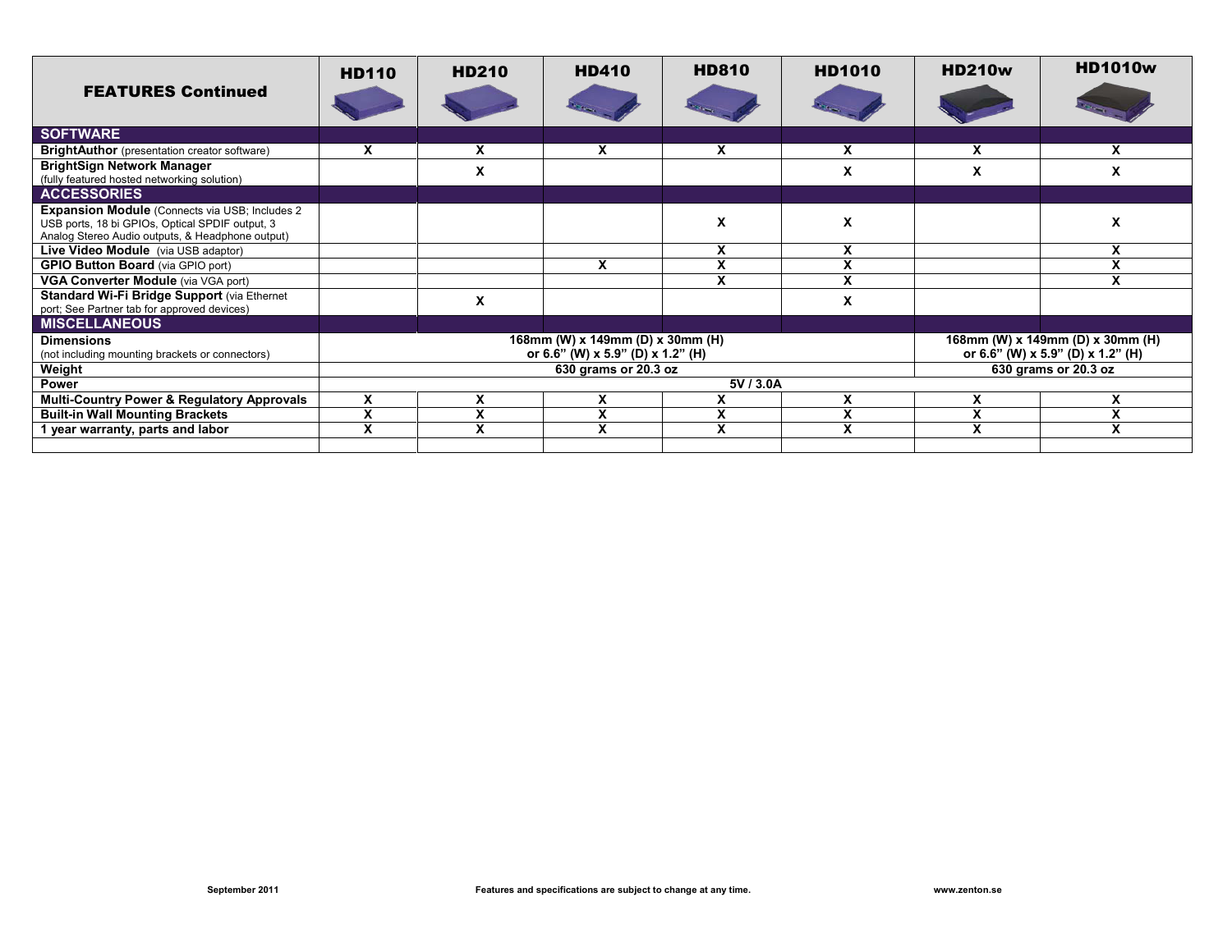| FEATURES Continued | HD110 | HD210 | HD410 | HD810 | HD1010 | HD210w | HD1010w |
|---|---|---|---|---|---|---|---|
| **SOFTWARE** | | | | | | | |
| **BrightAuthor** (presentation creator software) | X | X | X | X | X | X | X |
| **BrightSign Network Manager** (fully featured hosted networking solution) | | X | | | X | X | X |
| **ACCESSORIES** | | | | | | | |
| **Expansion Module** (Connects via USB; Includes 2 USB ports, 18 bi GPIOs, Optical SPDIF output, 3 Analog Stereo Audio outputs, & Headphone output) | | | | X | X | | X |
| **Live Video Module** (via USB adaptor) | | | | X | X | | X |
| **GPIO Button Board** (via GPIO port) | | | X | X | X | | X |
| **VGA Converter Module** (via VGA port) | | | | X | X | | X |
| **Standard Wi-Fi Bridge Support** (via Ethernet port; See Partner tab for approved devices) | | X | | | X | | |
| **MISCELLANEOUS** | | | | | | | |
| **Dimensions** (not including mounting brackets or connectors) | 168mm (W) x 149mm (D) x 30mm (H) or 6.6" (W) x 5.9" (D) x 1.2" (H) | | | | | 168mm (W) x 149mm (D) x 30mm (H) or 6.6" (W) x 5.9" (D) x 1.2" (H) | |
| **Weight** | 630 grams or 20.3 oz | | | | | 630 grams or 20.3 oz | |
| **Power** | 5V / 3.0A | | | | | | |
| **Multi-Country Power & Regulatory Approvals** | X | X | X | X | X | X | X |
| **Built-in Wall Mounting Brackets** | X | X | X | X | X | X | X |
| **1 year warranty, parts and labor** | X | X | X | X | X | X | X |
| | | | | | | | |

September 2011 Features and specifications are subject to change at any time. www.zenton.se